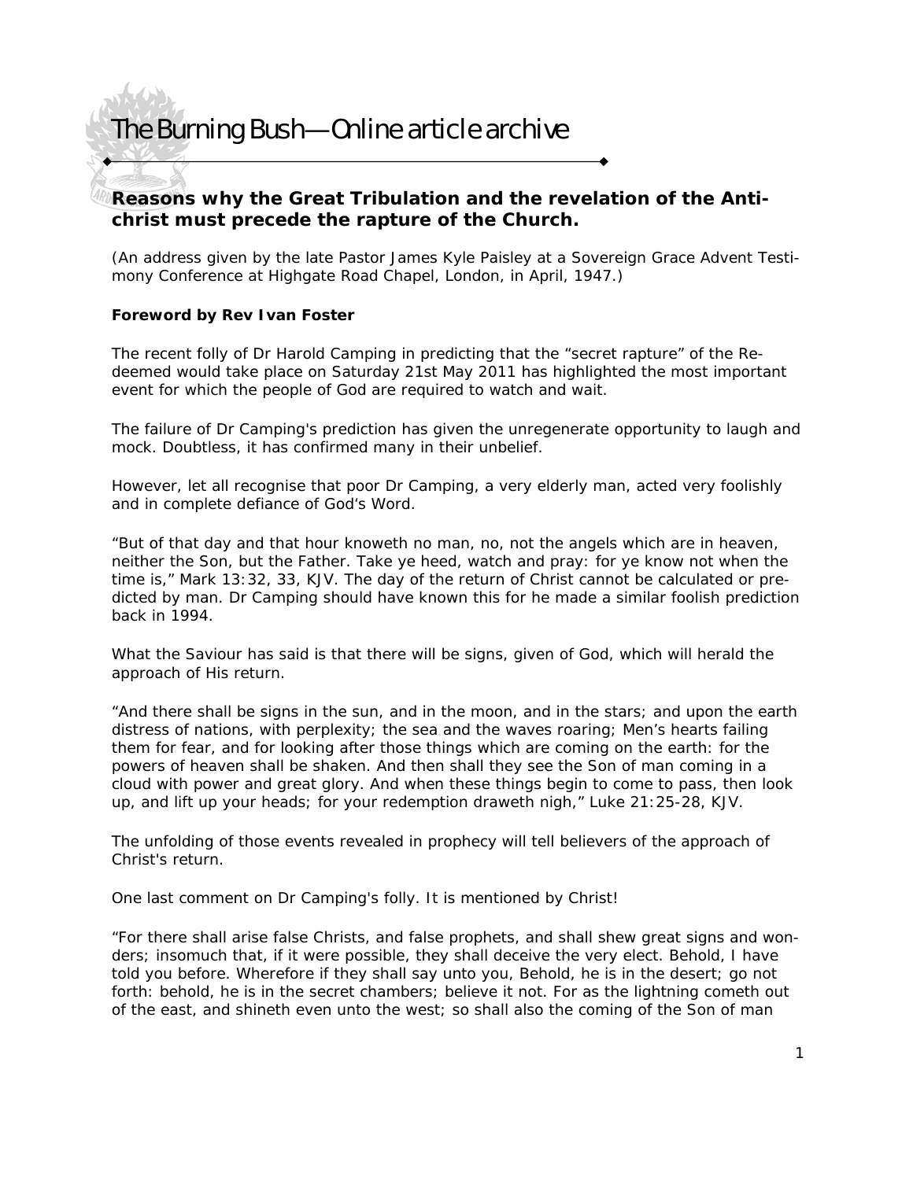# The Burning Bush—Online article archive

## Reasons why the Great Tribulation and the revelation of the Antichrist must precede the rapture of the Church.

*(An address given by the late Pastor James Kyle Paisley at a Sovereign Grace Advent Testimony Conference at Highgate Road Chapel, London, in April, 1947.)*

**Foreword by Rev Ivan Foster**

The recent folly of Dr Harold Camping in predicting that the "secret rapture" of the Redeemed would take place on Saturday 21st May 2011 has highlighted the most important event for which the people of God are required to watch and wait.

The failure of Dr Camping's prediction has given the unregenerate opportunity to laugh and mock. Doubtless, it has confirmed many in their unbelief.

However, let all recognise that poor Dr Camping, a very elderly man, acted very foolishly and in complete defiance of God's Word.

"But of that day and that hour knoweth no man, no, not the angels which are in heaven, neither the Son, but the Father. Take ye heed, watch and pray: for ye know not when the time is," Mark 13:32, 33, KJV. The day of the return of Christ cannot be calculated or predicted by man. Dr Camping should have known this for he made a similar foolish prediction back in 1994.

What the Saviour has said is that there will be signs, given of God, which will herald the approach of His return.

"And there shall be signs in the sun, and in the moon, and in the stars; and upon the earth distress of nations, with perplexity; the sea and the waves roaring; Men's hearts failing them for fear, and for looking after those things which are coming on the earth: for the powers of heaven shall be shaken. And then shall they see the Son of man coming in a cloud with power and great glory. And when these things begin to come to pass, then look up, and lift up your heads; for your redemption draweth nigh," Luke 21:25-28, KJV.

The unfolding of those events revealed in prophecy will tell believers of the approach of Christ's return.

One last comment on Dr Camping's folly. It is mentioned by Christ!

"For there shall arise false Christs, and false prophets, and shall shew great signs and wonders; insomuch that, if it were possible, they shall deceive the very elect. Behold, I have told you before. Wherefore if they shall say unto you, Behold, he is in the desert; go not forth: behold, he is in the secret chambers; believe it not. For as the lightning cometh out of the east, and shineth even unto the west; so shall also the coming of the Son of man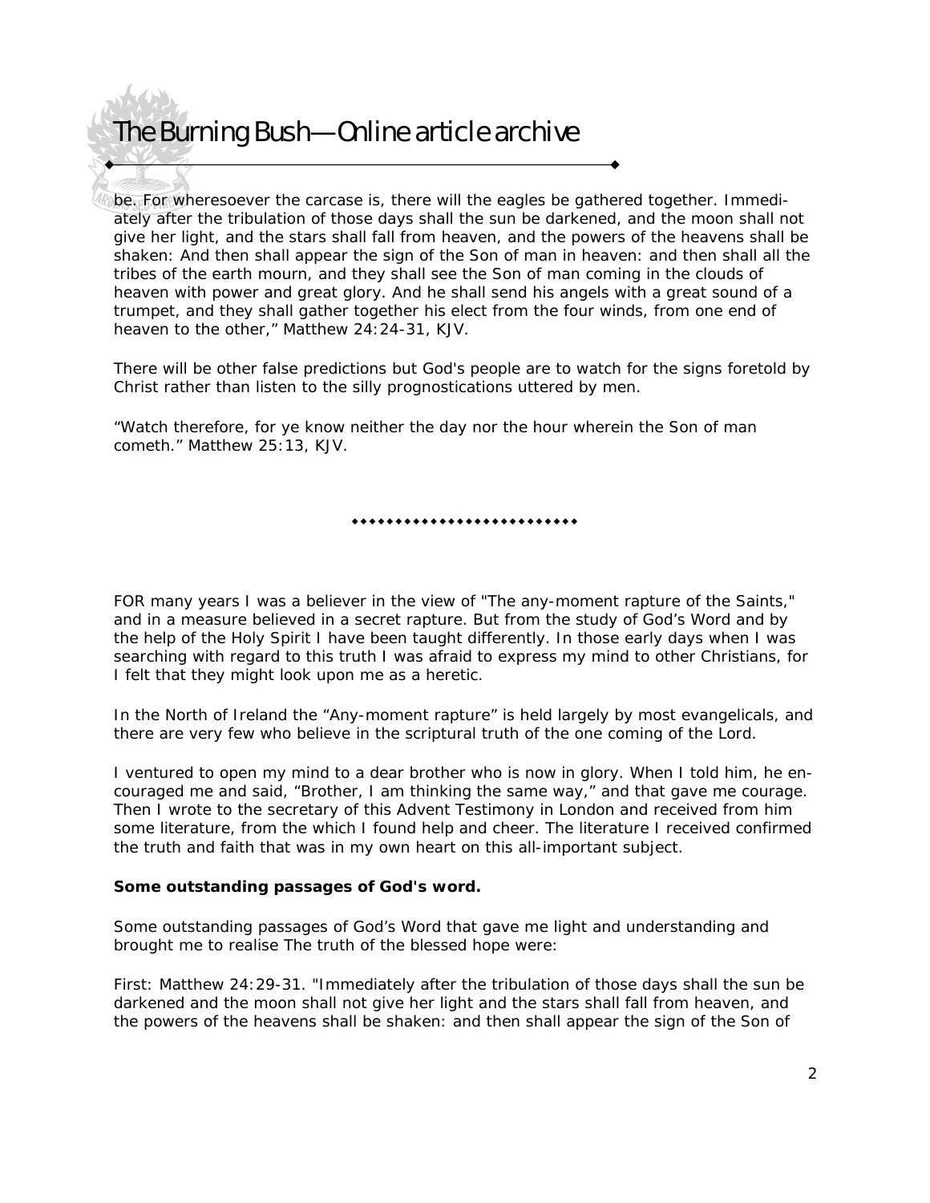be. For wheresoever the carcase is, there will the eagles be gathered together. Immediately after the tribulation of those days shall the sun be darkened, and the moon shall not give her light, and the stars shall fall from heaven, and the powers of the heavens shall be shaken: And then shall appear the sign of the Son of man in heaven: and then shall all the tribes of the earth mourn, and they shall see the Son of man coming in the clouds of heaven with power and great glory. And he shall send his angels with a great sound of a trumpet, and they shall gather together his elect from the four winds, from one end of heaven to the other," Matthew 24:24-31, KJV.

There will be other false predictions but God's people are to watch for the signs foretold by Christ rather than listen to the silly prognostications uttered by men.

"Watch therefore, for ye know neither the day nor the hour wherein the Son of man cometh." Matthew 25:13, KJV.

◆◆◆◆◆◆◆◆◆◆◆◆◆◆◆◆◆◆◆◆◆◆◆◆◆

FOR many years I was a believer in the view of "The any-moment rapture of the Saints," and in a measure believed in a secret rapture. But from the study of God's Word and by the help of the Holy Spirit I have been taught differently. In those early days when I was searching with regard to this truth I was afraid to express my mind to other Christians, for I felt that they might look upon me as a heretic.

In the North of Ireland the "Any-moment rapture" is held largely by most evangelicals, and there are very few who believe in the scriptural truth of the one coming of the Lord.

I ventured to open my mind to a dear brother who is now in glory. When I told him, he encouraged me and said, "Brother, I am thinking the same way," and that gave me courage. Then I wrote to the secretary of this Advent Testimony in London and received from him some literature, from the which I found help and cheer. The literature I received confirmed the truth and faith that was in my own heart on this all-important subject.

**Some outstanding passages of God's word.**

Some outstanding passages of God's Word that gave me light and understanding and brought me to realise The truth of the blessed hope were:

First: Matthew 24:29-31. "Immediately after the tribulation of those days shall the sun be darkened and the moon shall not give her light and the stars shall fall from heaven, and the powers of the heavens shall be shaken: and then shall appear the sign of the Son of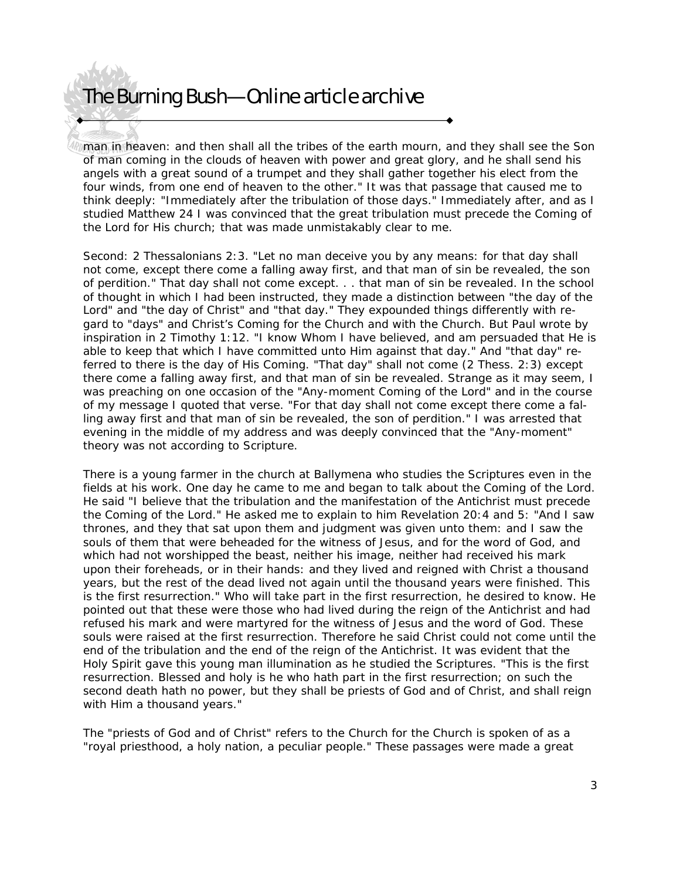man in heaven: and then shall all the tribes of the earth mourn, and they shall see the Son of man coming in the clouds of heaven with power and great glory, and he shall send his angels with a great sound of a trumpet and they shall gather together his elect from the four winds, from one end of heaven to the other." It was that passage that caused me to think deeply: "Immediately after the tribulation of those days." Immediately after, and as I studied Matthew 24 I was convinced that the great tribulation must precede the Coming of the Lord for His church; that was made unmistakably clear to me.

Second: 2 Thessalonians 2:3. "Let no man deceive you by any means: for that day shall not come, except there come a falling away first, and that man of sin be revealed, the son of perdition." That day shall not come except. . . that man of sin be revealed. In the school of thought in which I had been instructed, they made a distinction between "the day of the Lord" and "the day of Christ" and "that day." They expounded things differently with regard to "days" and Christ's Coming for the Church and with the Church. But Paul wrote by inspiration in 2 Timothy 1:12. "I know Whom I have believed, and am persuaded that He is able to keep that which I have committed unto Him against that day." And "that day" referred to there is the day of His Coming. "That day" shall not come (2 Thess. 2:3) except there come a falling away first, and that man of sin be revealed. Strange as it may seem, I was preaching on one occasion of the "Any-moment Coming of the Lord" and in the course of my message I quoted that verse. "For that day shall not come except there come a falling away first and that man of sin be revealed, the son of perdition." I was arrested that evening in the middle of my address and was deeply convinced that the "Any-moment" theory was not according to Scripture.

There is a young farmer in the church at Ballymena who studies the Scriptures even in the fields at his work. One day he came to me and began to talk about the Coming of the Lord. He said "I believe that the tribulation and the manifestation of the Antichrist must precede the Coming of the Lord." He asked me to explain to him Revelation 20:4 and 5: "And I saw thrones, and they that sat upon them and judgment was given unto them: and I saw the souls of them that were beheaded for the witness of Jesus, and for the word of God, and which had not worshipped the beast, neither his image, neither had received his mark upon their foreheads, or in their hands: and they lived and reigned with Christ a thousand years, but the rest of the dead lived not again until the thousand years were finished. This is the first resurrection." Who will take part in the first resurrection, he desired to know. He pointed out that these were those who had lived during the reign of the Antichrist and had refused his mark and were martyred for the witness of Jesus and the word of God. These souls were raised at the first resurrection. Therefore he said Christ could not come until the end of the tribulation and the end of the reign of the Antichrist. It was evident that the Holy Spirit gave this young man illumination as he studied the Scriptures. "This is the first resurrection. Blessed and holy is he who hath part in the first resurrection; on such the second death hath no power, but they shall be priests of God and of Christ, and shall reign with Him a thousand years."

The "priests of God and of Christ" refers to the Church for the Church is spoken of as a "royal priesthood, a holy nation, a peculiar people." These passages were made a great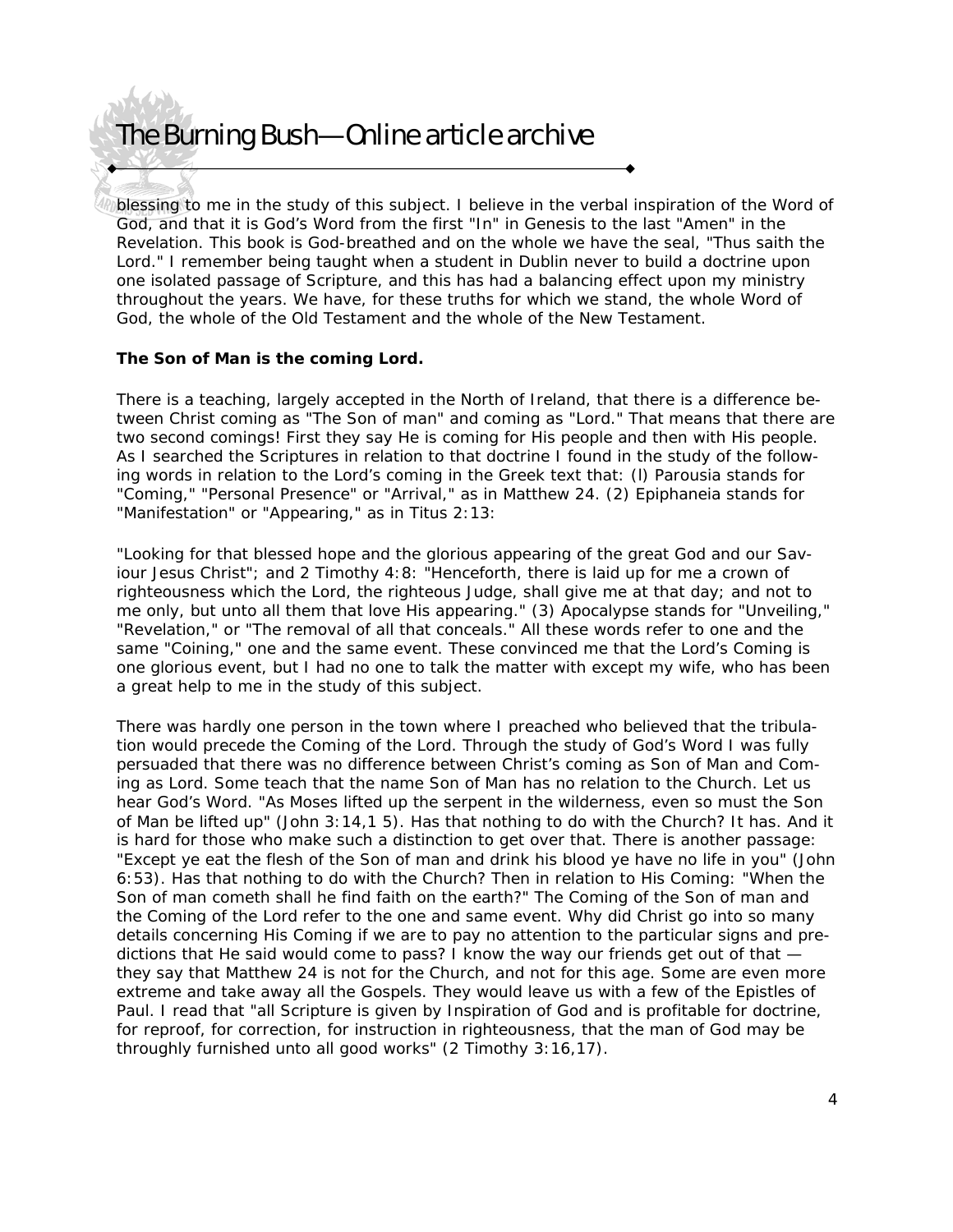blessing to me in the study of this subject. I believe in the verbal inspiration of the Word of God, and that it is God's Word from the first "In" in Genesis to the last "Amen" in the Revelation. This book is God-breathed and on the whole we have the seal, "Thus saith the Lord." I remember being taught when a student in Dublin never to build a doctrine upon one isolated passage of Scripture, and this has had a balancing effect upon my ministry throughout the years. We have, for these truths for which we stand, the whole Word of God, the whole of the Old Testament and the whole of the New Testament.

**The Son of Man is the coming Lord.**

There is a teaching, largely accepted in the North of Ireland, that there is a difference between Christ coming as "The Son of man" and coming as "Lord." That means that there are two second comings! First they say He is coming for His people and then with His people. As I searched the Scriptures in relation to that doctrine I found in the study of the following words in relation to the Lord's coming in the Greek text that: (l) Parousia stands for "Coming," "Personal Presence" or "Arrival," as in Matthew 24. (2) Epiphaneia stands for "Manifestation" or "Appearing," as in Titus 2:13:

"Looking for that blessed hope and the glorious appearing of the great God and our Saviour Jesus Christ"; and 2 Timothy 4:8: "Henceforth, there is laid up for me a crown of righteousness which the Lord, the righteous Judge, shall give me at that day; and not to me only, but unto all them that love His appearing." (3) Apocalypse stands for "Unveiling," "Revelation," or "The removal of all that conceals." All these words refer to one and the same "Coining," one and the same event. These convinced me that the Lord's Coming is one glorious event, but I had no one to talk the matter with except my wife, who has been a great help to me in the study of this subject.

There was hardly one person in the town where I preached who believed that the tribulation would precede the Coming of the Lord. Through the study of God's Word I was fully persuaded that there was no difference between Christ's coming as Son of Man and Coming as Lord. Some teach that the name Son of Man has no relation to the Church. Let us hear God's Word. "As Moses lifted up the serpent in the wilderness, even so must the Son of Man be lifted up" (John 3:14,1 5). Has that nothing to do with the Church? It has. And it is hard for those who make such a distinction to get over that. There is another passage: "Except ye eat the flesh of the Son of man and drink his blood ye have no life in you" (John 6:53). Has that nothing to do with the Church? Then in relation to His Coming: "When the Son of man cometh shall he find faith on the earth?" The Coming of the Son of man and the Coming of the Lord refer to the one and same event. Why did Christ go into so many details concerning His Coming if we are to pay no attention to the particular signs and predictions that He said would come to pass? I know the way our friends get out of that — they say that Matthew 24 is not for the Church, and not for this age. Some are even more extreme and take away all the Gospels. They would leave us with a few of the Epistles of Paul. I read that "all Scripture is given by Inspiration of God and is profitable for doctrine, for reproof, for correction, for instruction in righteousness, that the man of God may be throughly furnished unto all good works" (2 Timothy 3:16,17).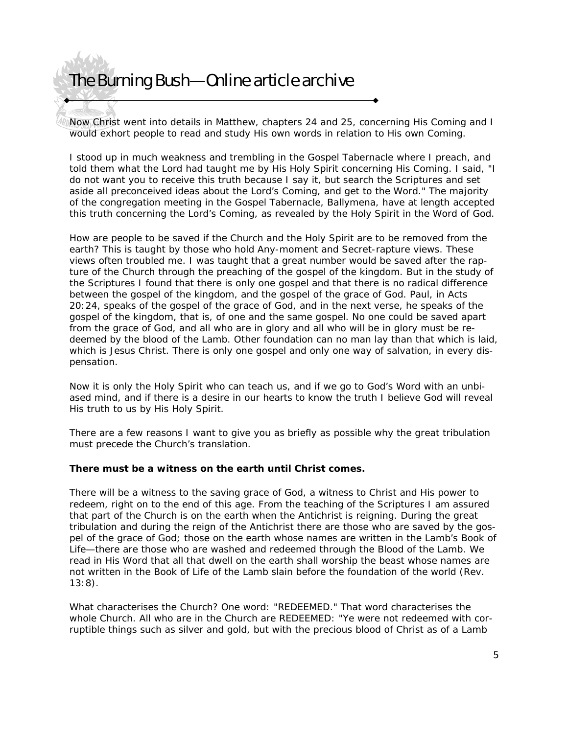Now Christ went into details in Matthew, chapters 24 and 25, concerning His Coming and I would exhort people to read and study His own words in relation to His own Coming.

I stood up in much weakness and trembling in the Gospel Tabernacle where I preach, and told them what the Lord had taught me by His Holy Spirit concerning His Coming. I said, "I do not want you to receive this truth because I say it, but search the Scriptures and set aside all preconceived ideas about the Lord's Coming, and get to the Word." The majority of the congregation meeting in the Gospel Tabernacle, Ballymena, have at length accepted this truth concerning the Lord's Coming, as revealed by the Holy Spirit in the Word of God.

How are people to be saved if the Church and the Holy Spirit are to be removed from the earth? This is taught by those who hold Any-moment and Secret-rapture views. These views often troubled me. I was taught that a great number would be saved after the rapture of the Church through the preaching of the gospel of the kingdom. But in the study of the Scriptures I found that there is only one gospel and that there is no radical difference between the gospel of the kingdom, and the gospel of the grace of God. Paul, in Acts 20:24, speaks of the gospel of the grace of God, and in the next verse, he speaks of the gospel of the kingdom, that is, of one and the same gospel. No one could be saved apart from the grace of God, and all who are in glory and all who will be in glory must be redeemed by the blood of the Lamb. Other foundation can no man lay than that which is laid, which is Jesus Christ. There is only one gospel and only one way of salvation, in every dispensation.

Now it is only the Holy Spirit who can teach us, and if we go to God's Word with an unbiased mind, and if there is a desire in our hearts to know the truth I believe God will reveal His truth to us by His Holy Spirit.

There are a few reasons I want to give you as briefly as possible why the great tribulation must precede the Church's translation.

**There must be a witness on the earth until Christ comes.**

There will be a witness to the saving grace of God, a witness to Christ and His power to redeem, right on to the end of this age. From the teaching of the Scriptures I am assured that part of the Church is on the earth when the Antichrist is reigning. During the great tribulation and during the reign of the Antichrist there are those who are saved by the gospel of the grace of God; those on the earth whose names are written in the Lamb's Book of Life—there are those who are washed and redeemed through the Blood of the Lamb. We read in His Word that all that dwell on the earth shall worship the beast whose names are not written in the Book of Life of the Lamb slain before the foundation of the world (Rev. 13:8).

What characterises the Church? One word: "REDEEMED." That word characterises the whole Church. All who are in the Church are REDEEMED: "Ye were not redeemed with corruptible things such as silver and gold, but with the precious blood of Christ as of a Lamb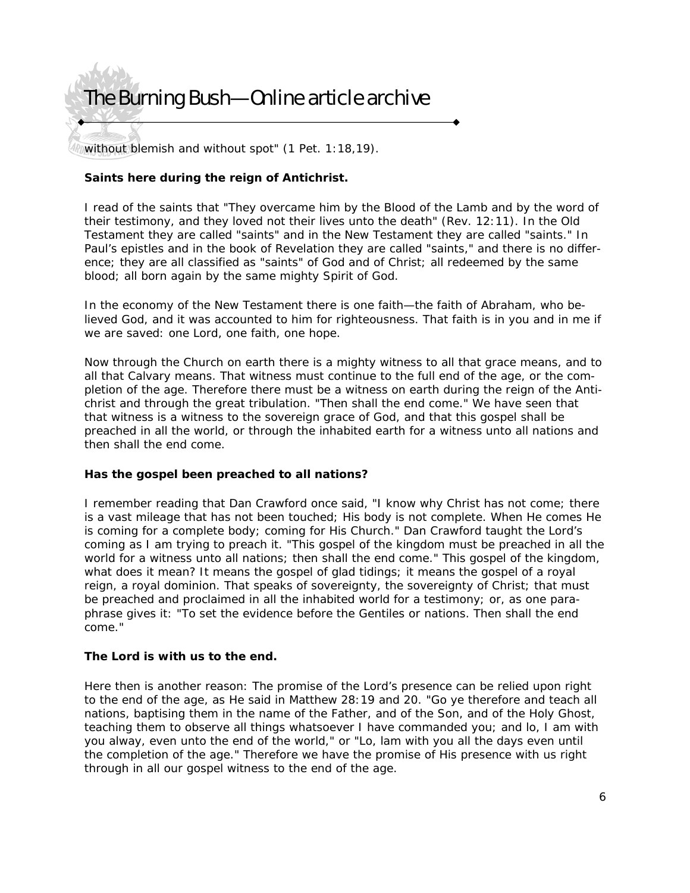without blemish and without spot" (1 Pet. 1:18,19).

**Saints here during the reign of Antichrist.**

I read of the saints that "They overcame him by the Blood of the Lamb and by the word of their testimony, and they loved not their lives unto the death" (Rev. 12:11). In the Old Testament they are called "saints" and in the New Testament they are called "saints." In Paul's epistles and in the book of Revelation they are called "saints," and there is no difference; they are all classified as "saints" of God and of Christ; all redeemed by the same blood; all born again by the same mighty Spirit of God.

In the economy of the New Testament there is one faith—the faith of Abraham, who believed God, and it was accounted to him for righteousness. That faith is in you and in me if we are saved: one Lord, one faith, one hope.

Now through the Church on earth there is a mighty witness to all that grace means, and to all that Calvary means. That witness must continue to the full end of the age, or the completion of the age. Therefore there must be a witness on earth during the reign of the Antichrist and through the great tribulation. "Then shall the end come." We have seen that that witness is a witness to the sovereign grace of God, and that this gospel shall be preached in all the world, or through the inhabited earth for a witness unto all nations and then shall the end come.

**Has the gospel been preached to all nations?**

I remember reading that Dan Crawford once said, "I know why Christ has not come; there is a vast mileage that has not been touched; His body is not complete. When He comes He is coming for a complete body; coming for His Church." Dan Crawford taught the Lord's coming as I am trying to preach it. "This gospel of the kingdom must be preached in all the world for a witness unto all nations; then shall the end come." This gospel of the kingdom, what does it mean? It means the gospel of glad tidings; it means the gospel of a royal reign, a royal dominion. That speaks of sovereignty, the sovereignty of Christ; that must be preached and proclaimed in all the inhabited world for a testimony; or, as one paraphrase gives it: "To set the evidence before the Gentiles or nations. Then shall the end come."

**The Lord is with us to the end.**

Here then is another reason: The promise of the Lord's presence can be relied upon right to the end of the age, as He said in Matthew 28:19 and 20. "Go ye therefore and teach all nations, baptising them in the name of the Father, and of the Son, and of the Holy Ghost, teaching them to observe all things whatsoever I have commanded you; and lo, I am with you alway, even unto the end of the world," or "Lo, lam with you all the days even until the completion of the age." Therefore we have the promise of His presence with us right through in all our gospel witness to the end of the age.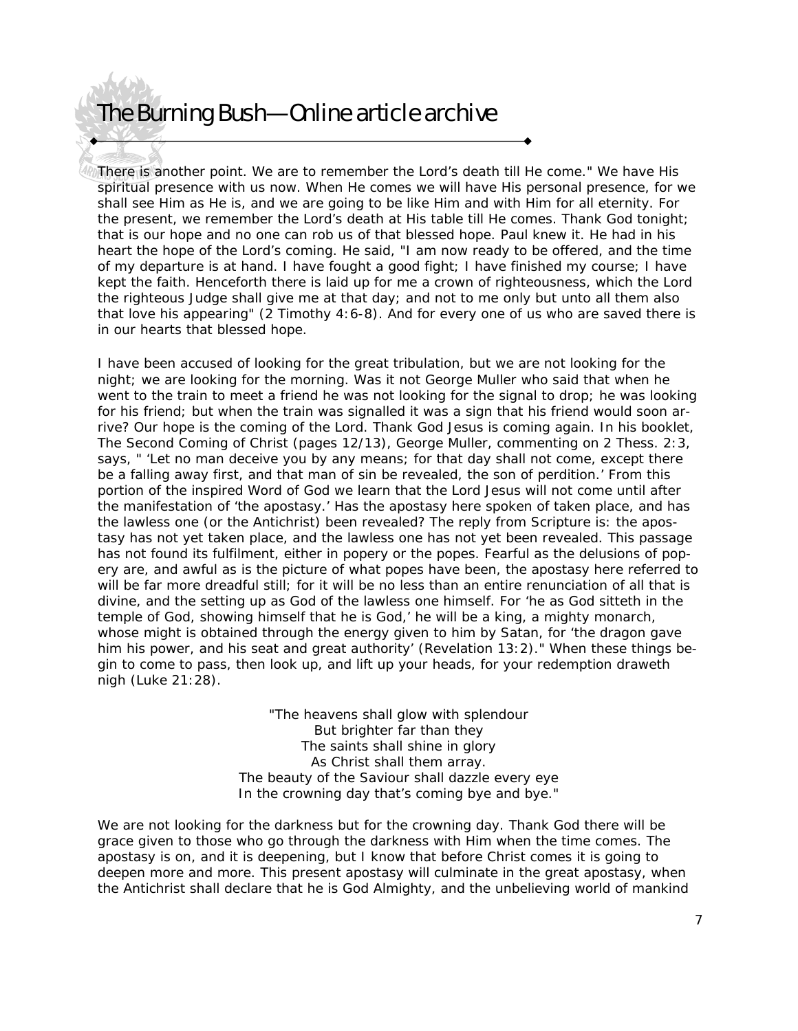There is another point. We are to remember the Lord's death till He come." We have His spiritual presence with us now. When He comes we will have His personal presence, for we shall see Him as He is, and we are going to be like Him and with Him for all eternity. For the present, we remember the Lord's death at His table till He comes. Thank God tonight; that is our hope and no one can rob us of that blessed hope. Paul knew it. He had in his heart the hope of the Lord's coming. He said, "I am now ready to be offered, and the time of my departure is at hand. I have fought a good fight; I have finished my course; I have kept the faith. Henceforth there is laid up for me a crown of righteousness, which the Lord the righteous Judge shall give me at that day; and not to me only but unto all them also that love his appearing" (2 Timothy 4:6-8). And for every one of us who are saved there is in our hearts that blessed hope.

I have been accused of looking for the great tribulation, but we are not looking for the night; we are looking for the morning. Was it not George Muller who said that when he went to the train to meet a friend he was not looking for the signal to drop; he was looking for his friend; but when the train was signalled it was a sign that his friend would soon arrive? Our hope is the coming of the Lord. Thank God Jesus is coming again. In his booklet, The Second Coming of Christ (pages 12/13), George Muller, commenting on 2 Thess. 2:3, says, " 'Let no man deceive you by any means; for that day shall not come, except there be a falling away first, and that man of sin be revealed, the son of perdition.' From this portion of the inspired Word of God we learn that the Lord Jesus will not come until after the manifestation of 'the apostasy.' Has the apostasy here spoken of taken place, and has the lawless one (or the Antichrist) been revealed? The reply from Scripture is: the apostasy has not yet taken place, and the lawless one has not yet been revealed. This passage has not found its fulfilment, either in popery or the popes. Fearful as the delusions of popery are, and awful as is the picture of what popes have been, the apostasy here referred to will be far more dreadful still; for it will be no less than an entire renunciation of all that is divine, and the setting up as God of the lawless one himself. For 'he as God sitteth in the temple of God, showing himself that he is God,' he will be a king, a mighty monarch, whose might is obtained through the energy given to him by Satan, for 'the dragon gave him his power, and his seat and great authority' (Revelation 13:2)." When these things begin to come to pass, then look up, and lift up your heads, for your redemption draweth nigh (Luke 21:28).

"The heavens shall glow with splendour
But brighter far than they
The saints shall shine in glory
As Christ shall them array.
The beauty of the Saviour shall dazzle every eye
In the crowning day that's coming bye and bye."

We are not looking for the darkness but for the crowning day. Thank God there will be grace given to those who go through the darkness with Him when the time comes. The apostasy is on, and it is deepening, but I know that before Christ comes it is going to deepen more and more. This present apostasy will culminate in the great apostasy, when the Antichrist shall declare that he is God Almighty, and the unbelieving world of mankind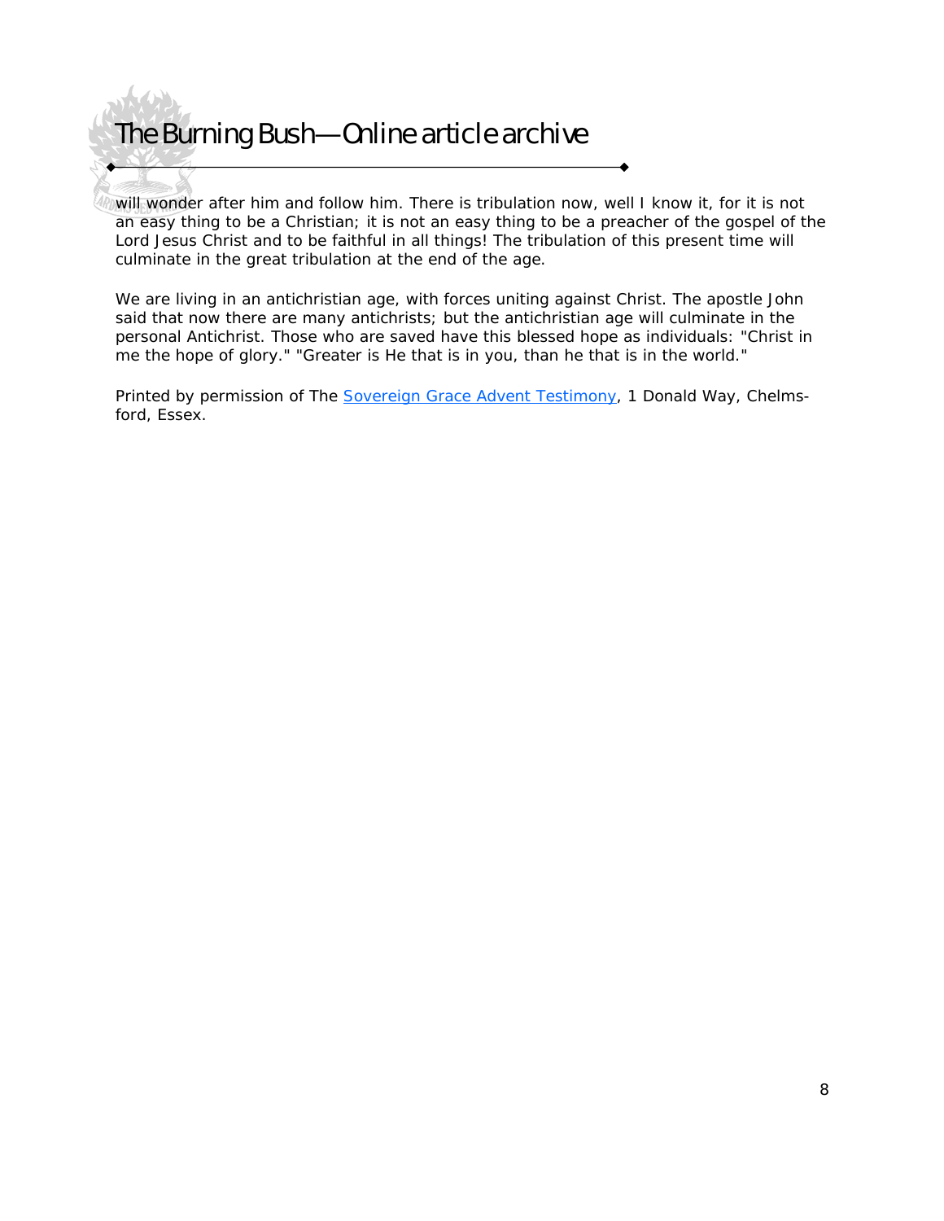will wonder after him and follow him. There is tribulation now, well I know it, for it is not an easy thing to be a Christian; it is not an easy thing to be a preacher of the gospel of the Lord Jesus Christ and to be faithful in all things! The tribulation of this present time will culminate in the great tribulation at the end of the age.

We are living in an antichristian age, with forces uniting against Christ. The apostle John said that now there are many antichrists; but the antichristian age will culminate in the personal Antichrist. Those who are saved have this blessed hope as individuals: "Christ in me the hope of glory." "Greater is He that is in you, than he that is in the world."

Printed by permission of The Sovereign Grace Advent Testimony, 1 Donald Way, Chelmsford, Essex.